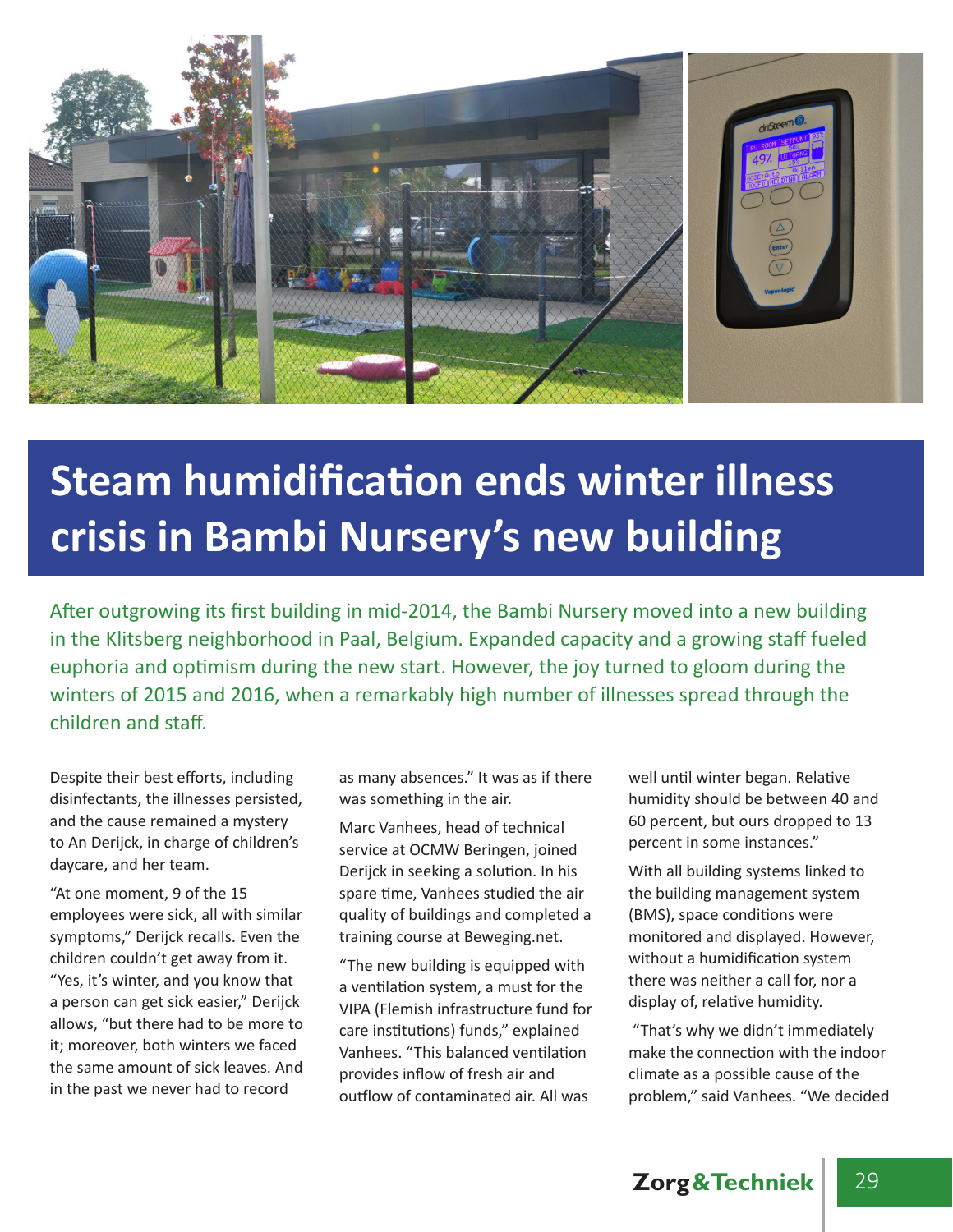# Steam humidification ends winter illness crisis in Bambi Nursery's new building

After outgrowing its first building in mid-2014, the Bambi Nursery moved into a new building in the Klitsberg neighborhood in Paal, Belgium. Expanded capacity and a growing staff fueled euphoria and optimism during the new start. However, the joy turned to gloom during the winters of 2015 and 2016, when a remarkably high number of illnesses spread through the children and staff.

Despite their best efforts, including disinfectants, the illnesses persisted, and the cause remained a mystery to An Derijck, in charge of children's daycare, and her team.

"At one moment, 9 of the 15 employees were sick, all with similar symptoms," Derijck recalls. Even the children couldn't get away from it. "Yes, it's winter, and you know that a person can get sick easier," Derijck allows, "but there had to be more to it; moreover, both winters we faced the same amount of sick leaves. And in the past we never had to record as many absences." It was as if there was something in the air.

Marc Vanhees, head of technical service at OCMW Beringen, joined Derijck in seeking a solution. In his spare time, Vanhees studied the air quality of buildings and completed a training course at Beweging.net.

"The new building is equipped with a ventilation system, a must for the VIPA (Flemish infrastructure fund for care institutions) funds," explained Vanhees. "This balanced ventilation provides inflow of fresh air and outflow of contaminated air. All was well until winter began. Relative humidity should be between 40 and 60 percent, but ours dropped to 13 percent in some instances."

With all building systems linked to the building management system (BMS), space conditions were monitored and displayed. However, without a humidification system there was neither a call for, nor a display of, relative humidity.

"That's why we didn't immediately make the connection with the indoor climate as a possible cause of the problem," said Vanhees. "We decided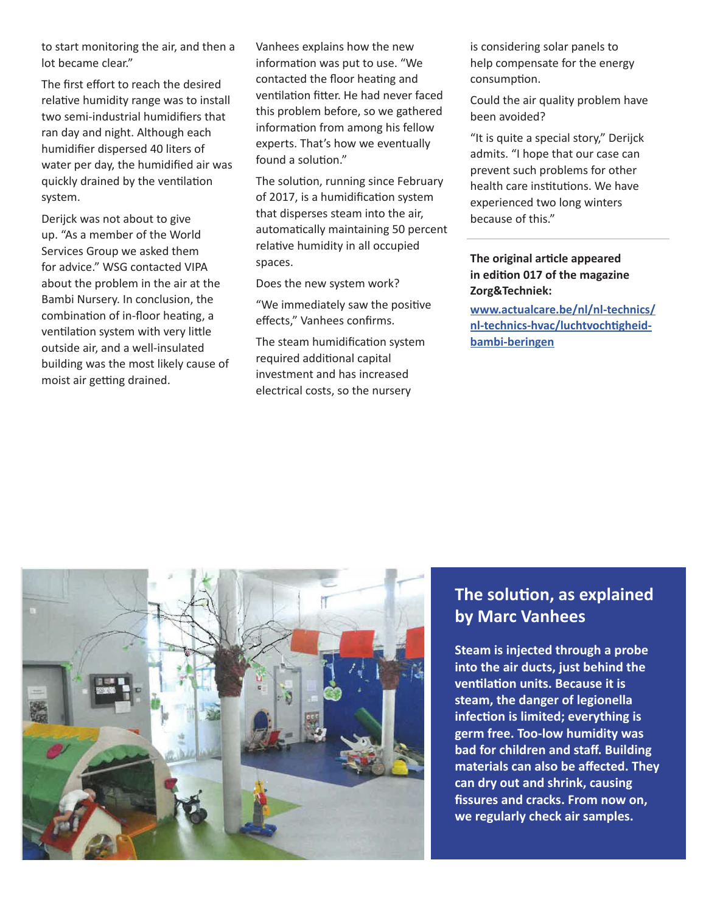to start monitoring the air, and then a lot became clear."

The first effort to reach the desired relative humidity range was to install two semi-industrial humidifiers that ran day and night. Although each humidifier dispersed 40 liters of water per day, the humidified air was quickly drained by the ventilation system.

Derijck was not about to give up. "As a member of the World Services Group we asked them for advice." WSG contacted VIPA about the problem in the air at the Bambi Nursery. In conclusion, the combination of in-floor heating, a ventilation system with very little outside air, and a well-insulated building was the most likely cause of moist air getting drained.

Vanhees explains how the new information was put to use. "We contacted the floor heating and ventilation fitter. He had never faced this problem before, so we gathered information from among his fellow experts. That's how we eventually found a solution."

The solution, running since February of 2017, is a humidification system that disperses steam into the air, automatically maintaining 50 percent relative humidity in all occupied spaces.

Does the new system work?

"We immediately saw the positive effects," Vanhees confirms.

The steam humidification system required additional capital investment and has increased electrical costs, so the nursery is considering solar panels to help compensate for the energy consumption.

Could the air quality problem have been avoided?

"It is quite a special story," Derijck admits. "I hope that our case can prevent such problems for other health care institutions. We have experienced two long winters because of this."

**The original article appeared in edition 017 of the magazine Zorg&Techniek:**

[www.actualcare.be/nl/nl-technics/nl-technics-hvac/luchtvochtigheid-bambi-beringen](www.actualcare.be/nl/nl-technics/nl-technics-hvac/luchtvochtigheid-bambi-beringen)

## The solution, as explained by Marc Vanhees

**Steam is injected through a probe into the air ducts, just behind the ventilation units. Because it is steam, the danger of legionella infection is limited; everything is germ free. Too-low humidity was bad for children and staff. Building materials can also be affected. They can dry out and shrink, causing fissures and cracks. From now on, we regularly check air samples.**